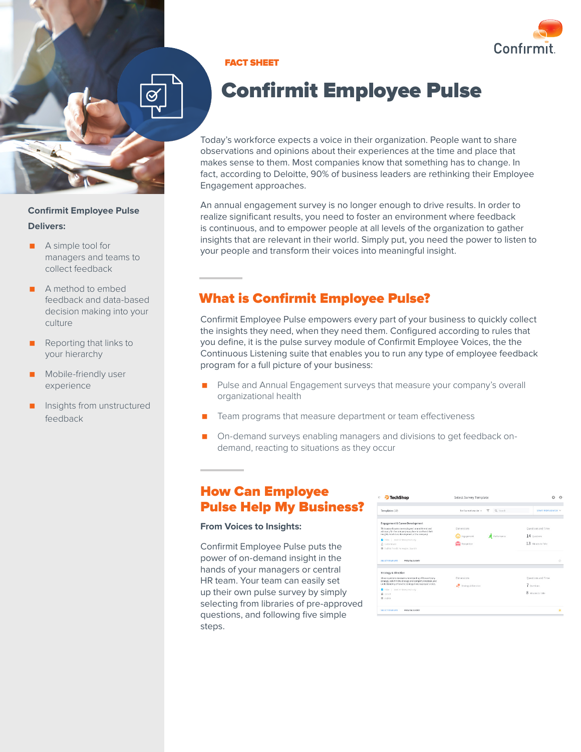FACT SHEET

# Confirmit Employee Pulse

Today's workforce expects a voice in their organization. People want to share observations and opinions about their experiences at the time and place that makes sense to them. Most companies know that something has to change. In fact, according to Deloitte, 90% of business leaders are rethinking their Employee Engagement approaches.

An annual engagement survey is no longer enough to drive results. In order to realize significant results, you need to foster an environment where feedback is continuous, and to empower people at all levels of the organization to gather insights that are relevant in their world. Simply put, you need the power to listen to your people and transform their voices into meaningful insight.

**Confirmit Employee Pulse Delivers:**

- A simple tool for managers and teams to collect feedback
- A method to embed feedback and data-based decision making into your culture
- Reporting that links to your hierarchy
- Mobile-friendly user experience
- Insights from unstructured feedback

## What is Confirmit Employee Pulse?

Confirmit Employee Pulse empowers every part of your business to quickly collect the insights they need, when they need them. Configured according to rules that you define, it is the pulse survey module of Confirmit Employee Voices, the the Continuous Listening suite that enables you to run any type of employee feedback program for a full picture of your business:

- Pulse and Annual Engagement surveys that measure your company's overall organizational health
- Team programs that measure department or team effectiveness
- On-demand surveys enabling managers and divisions to get feedback on-demand, reacting to situations as they occur

## How Can Employee Pulse Help My Business?

**From Voices to Insights:**

Confirmit Employee Pulse puts the power of on-demand insight in the hands of your managers or central HR team. Your team can easily set up their own pulse survey by simply selecting from libraries of pre-approved questions, and following five simple steps.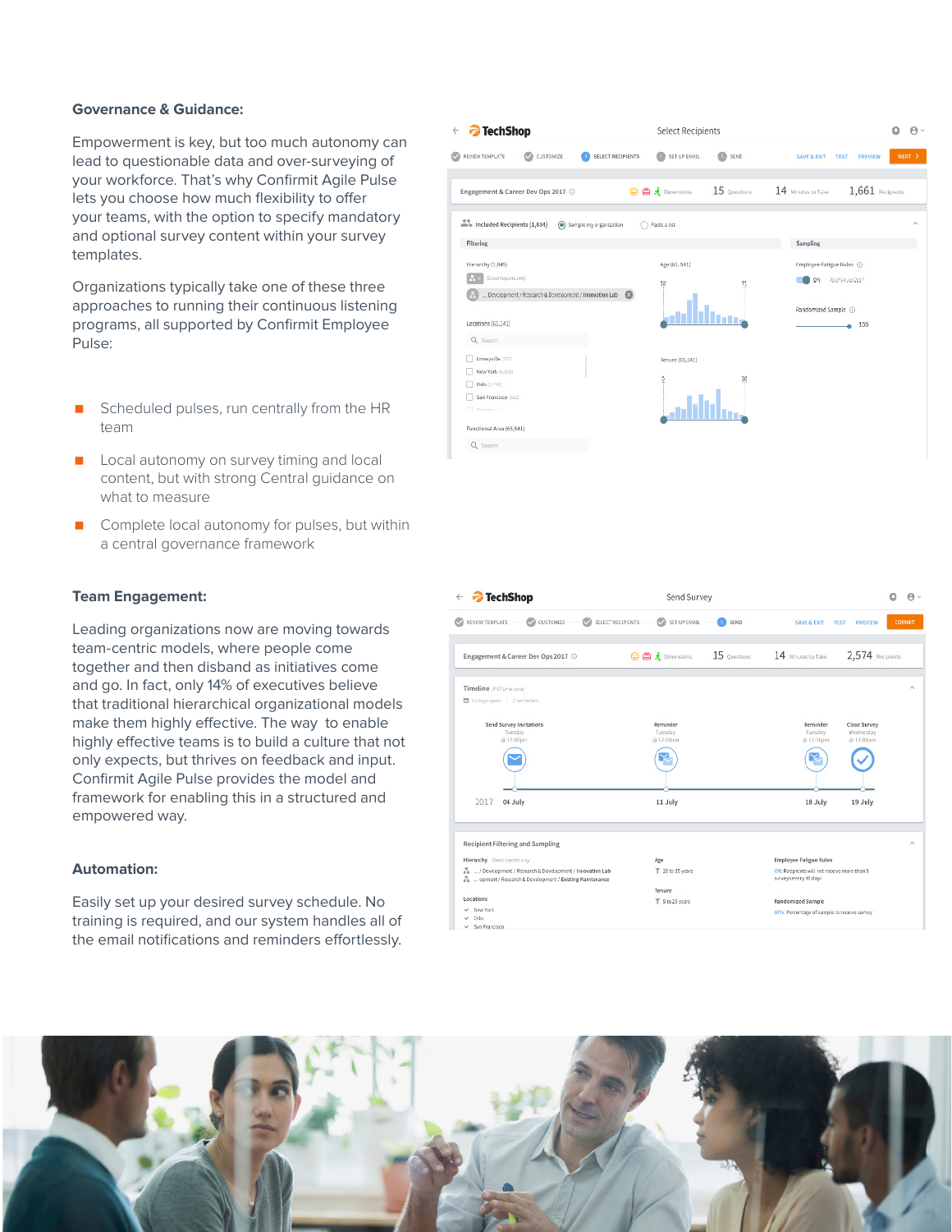## Governance & Guidance:

Empowerment is key, but too much autonomy can lead to questionable data and over-surveying of your workforce. That's why Confirmit Agile Pulse lets you choose how much flexibility to offer your teams, with the option to specify mandatory and optional survey content within your survey templates.

Organizations typically take one of these three approaches to running their continuous listening programs, all supported by Confirmit Employee Pulse:

- Scheduled pulses, run centrally from the HR team
- Local autonomy on survey timing and local content, but with strong Central guidance on what to measure
- Complete local autonomy for pulses, but within a central governance framework

## Team Engagement:

Leading organizations now are moving towards team-centric models, where people come together and then disband as initiatives come and go. In fact, only 14% of executives believe that traditional hierarchical organizational models make them highly effective. The way to enable highly effective teams is to build a culture that not only expects, but thrives on feedback and input. Confirmit Agile Pulse provides the model and framework for enabling this in a structured and empowered way.

## Automation:

Easily set up your desired survey schedule. No training is required, and our system handles all of the email notifications and reminders effortlessly.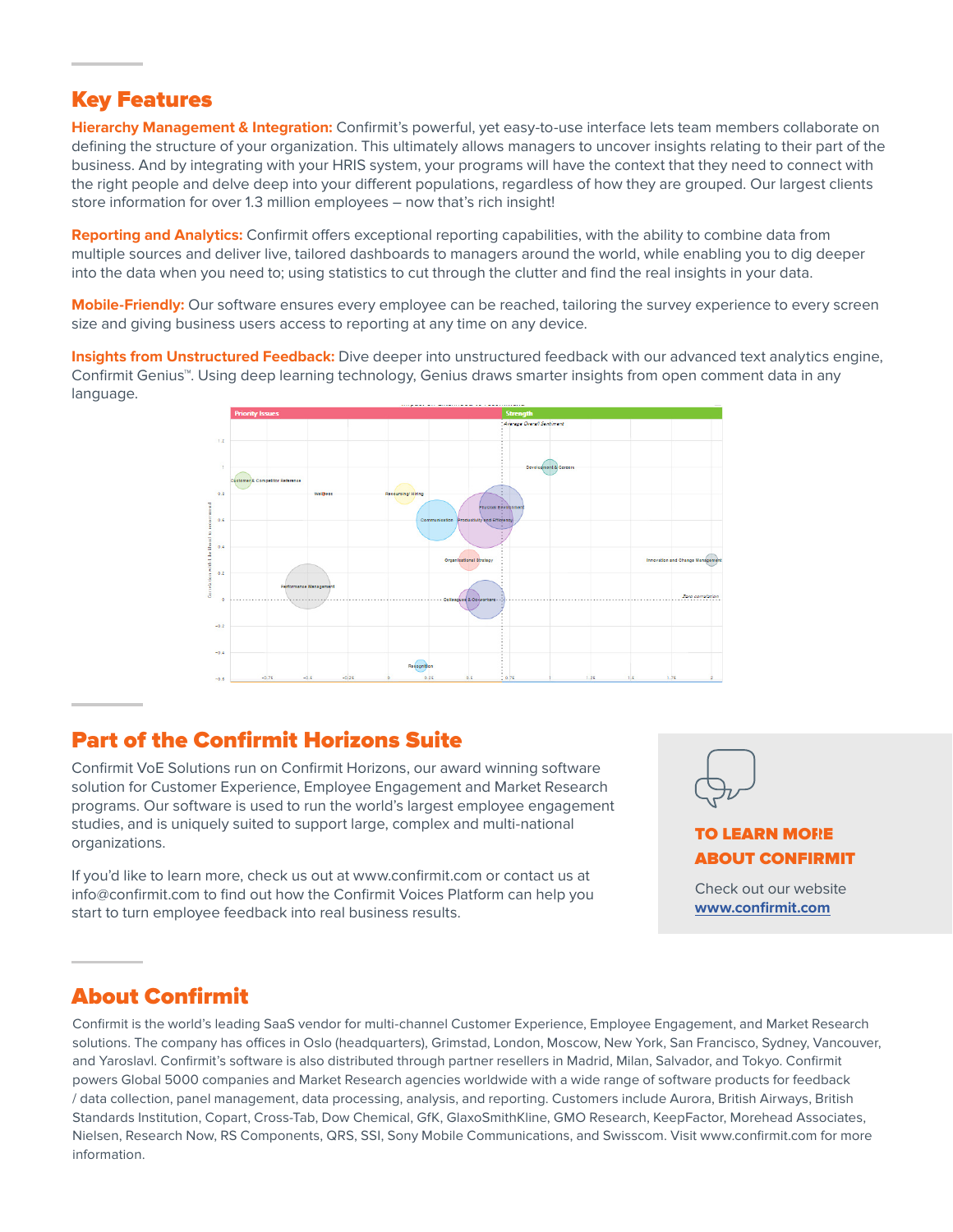## Key Features

**Hierarchy Management & Integration:** Confirmit's powerful, yet easy-to-use interface lets team members collaborate on defining the structure of your organization. This ultimately allows managers to uncover insights relating to their part of the business. And by integrating with your HRIS system, your programs will have the context that they need to connect with the right people and delve deep into your different populations, regardless of how they are grouped. Our largest clients store information for over 1.3 million employees – now that's rich insight!

**Reporting and Analytics:** Confirmit offers exceptional reporting capabilities, with the ability to combine data from multiple sources and deliver live, tailored dashboards to managers around the world, while enabling you to dig deeper into the data when you need to; using statistics to cut through the clutter and find the real insights in your data.

**Mobile-Friendly:** Our software ensures every employee can be reached, tailoring the survey experience to every screen size and giving business users access to reporting at any time on any device.

**Insights from Unstructured Feedback:** Dive deeper into unstructured feedback with our advanced text analytics engine, Confirmit Genius™. Using deep learning technology, Genius draws smarter insights from open comment data in any language.

Priority Issues
Strength
Average Overall Sentiment
Development & Careers
Customer & Competitor Reference
Wellness
Recruiting Hiring
Physical Environment
Communication
Productivity and Efficiency
Organizational Strategy
Innovation and Change Management
Performance Management
Zero correlation
Colleagues & Co-workers
Recognition

## Part of the Confirmit Horizons Suite

Confirmit VoE Solutions run on Confirmit Horizons, our award winning software solution for Customer Experience, Employee Engagement and Market Research programs. Our software is used to run the world's largest employee engagement studies, and is uniquely suited to support large, complex and multi-national organizations.

If you'd like to learn more, check us out at www.confirmit.com or contact us at info@confirmit.com to find out how the Confirmit Voices Platform can help you start to turn employee feedback into real business results.

**TO LEARN MORE ABOUT CONFIRMIT**

Check out our website
www.confirmit.com

## About Confirmit

Confirmit is the world's leading SaaS vendor for multi-channel Customer Experience, Employee Engagement, and Market Research solutions. The company has offices in Oslo (headquarters), Grimstad, London, Moscow, New York, San Francisco, Sydney, Vancouver, and Yaroslavl. Confirmit's software is also distributed through partner resellers in Madrid, Milan, Salvador, and Tokyo. Confirmit powers Global 5000 companies and Market Research agencies worldwide with a wide range of software products for feedback / data collection, panel management, data processing, analysis, and reporting. Customers include Aurora, British Airways, British Standards Institution, Copart, Cross-Tab, Dow Chemical, GfK, GlaxoSmithKline, GMO Research, KeepFactor, Morehead Associates, Nielsen, Research Now, RS Components, QRS, SSI, Sony Mobile Communications, and Swisscom. Visit www.confirmit.com for more information.